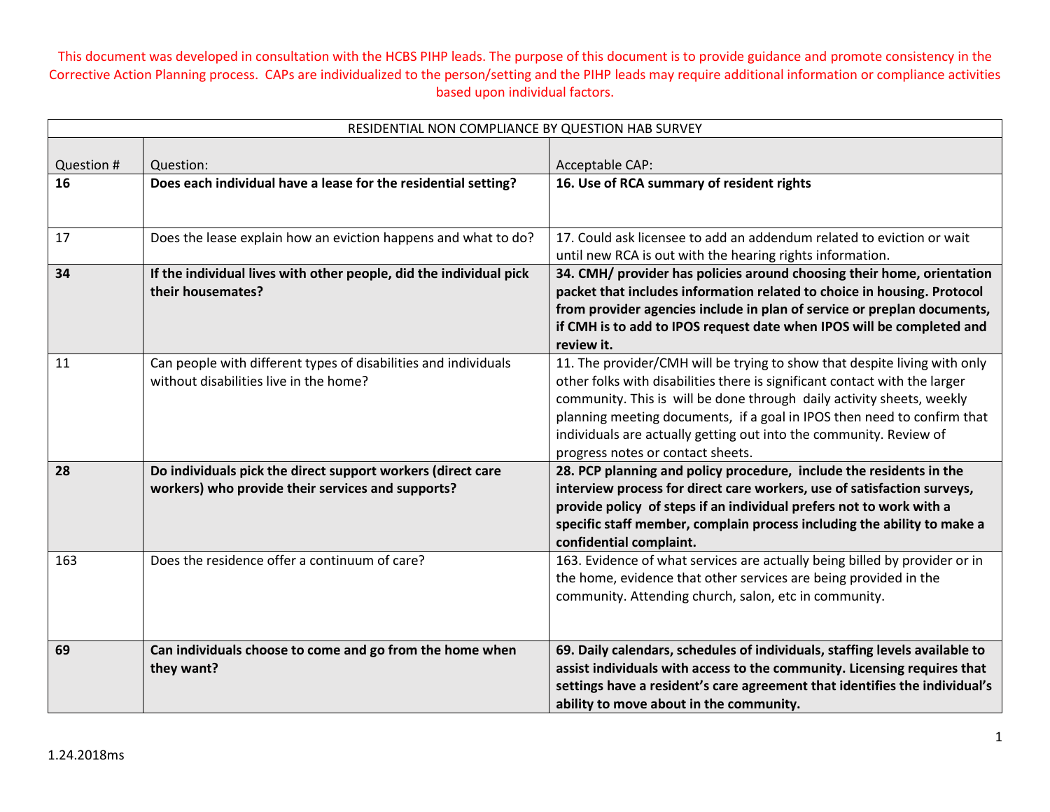This document was developed in consultation with the HCBS PIHP leads. The purpose of this document is to provide guidance and promote consistency in the Corrective Action Planning process. CAPs are individualized to the person/setting and the PIHP leads may require additional information or compliance activities based upon individual factors.

| RESIDENTIAL NON COMPLIANCE BY QUESTION HAB SURVEY | | |
|---|---|---|
| Question # | Question: | Acceptable CAP: |
| **16** | **Does each individual have a lease for the residential setting?** | **16. Use of RCA summary of resident rights** |
| 17 | Does the lease explain how an eviction happens and what to do? | 17. Could ask licensee to add an addendum related to eviction or wait until new RCA is out with the hearing rights information. |
| **34** | **If the individual lives with other people, did the individual pick their housemates?** | **34. CMH/ provider has policies around choosing their home, orientation packet that includes information related to choice in housing. Protocol from provider agencies include in plan of service or preplan documents, if CMH is to add to IPOS request date when IPOS will be completed and review it.** |
| 11 | Can people with different types of disabilities and individuals without disabilities live in the home? | 11. The provider/CMH will be trying to show that despite living with only other folks with disabilities there is significant contact with the larger community. This is will be done through daily activity sheets, weekly planning meeting documents, if a goal in IPOS then need to confirm that individuals are actually getting out into the community. Review of progress notes or contact sheets. |
| **28** | **Do individuals pick the direct support workers (direct care workers) who provide their services and supports?** | **28. PCP planning and policy procedure, include the residents in the interview process for direct care workers, use of satisfaction surveys, provide policy of steps if an individual prefers not to work with a specific staff member, complain process including the ability to make a confidential complaint.** |
| 163 | Does the residence offer a continuum of care? | 163. Evidence of what services are actually being billed by provider or in the home, evidence that other services are being provided in the community. Attending church, salon, etc in community. |
| **69** | **Can individuals choose to come and go from the home when they want?** | **69. Daily calendars, schedules of individuals, staffing levels available to assist individuals with access to the community. Licensing requires that settings have a resident's care agreement that identifies the individual's ability to move about in the community.** |

1.24.2018ms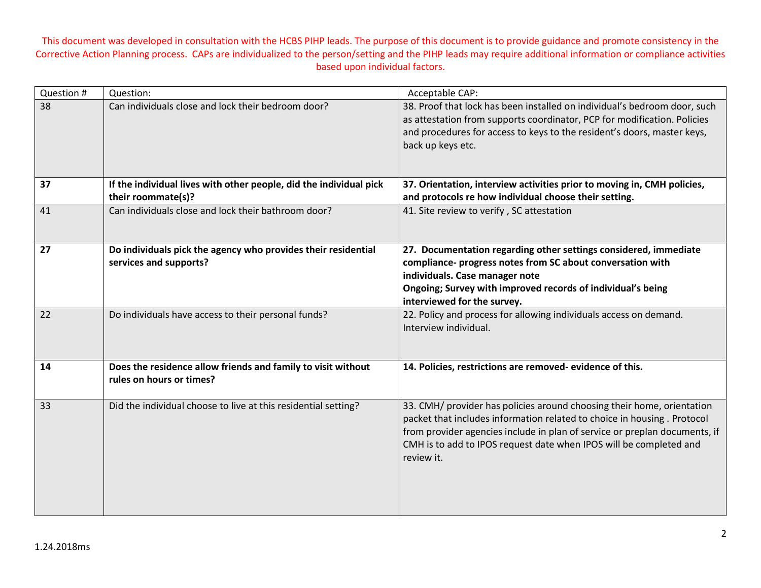This document was developed in consultation with the HCBS PIHP leads. The purpose of this document is to provide guidance and promote consistency in the Corrective Action Planning process. CAPs are individualized to the person/setting and the PIHP leads may require additional information or compliance activities based upon individual factors.

| Question # | Question: | Acceptable CAP: |
|---|---|---|
| 38 | Can individuals close and lock their bedroom door? | 38. Proof that lock has been installed on individual's bedroom door, such as attestation from supports coordinator, PCP for modification. Policies and procedures for access to keys to the resident's doors, master keys, back up keys etc. |
| **37** | **If the individual lives with other people, did the individual pick their roommate(s)?** | **37. Orientation, interview activities prior to moving in, CMH policies, and protocols re how individual choose their setting.** |
| 41 | Can individuals close and lock their bathroom door? | 41. Site review to verify , SC attestation |
| **27** | **Do individuals pick the agency who provides their residential services and supports?** | **27. Documentation regarding other settings considered, immediate compliance- progress notes from SC about conversation with individuals. Case manager note**<br>**Ongoing; Survey with improved records of individual's being interviewed for the survey.** |
| 22 | Do individuals have access to their personal funds? | 22. Policy and process for allowing individuals access on demand. Interview individual. |
| **14** | **Does the residence allow friends and family to visit without rules on hours or times?** | **14. Policies, restrictions are removed- evidence of this.** |
| 33 | Did the individual choose to live at this residential setting? | 33. CMH/ provider has policies around choosing their home, orientation packet that includes information related to choice in housing . Protocol from provider agencies include in plan of service or preplan documents, if CMH is to add to IPOS request date when IPOS will be completed and review it. |

1.24.2018ms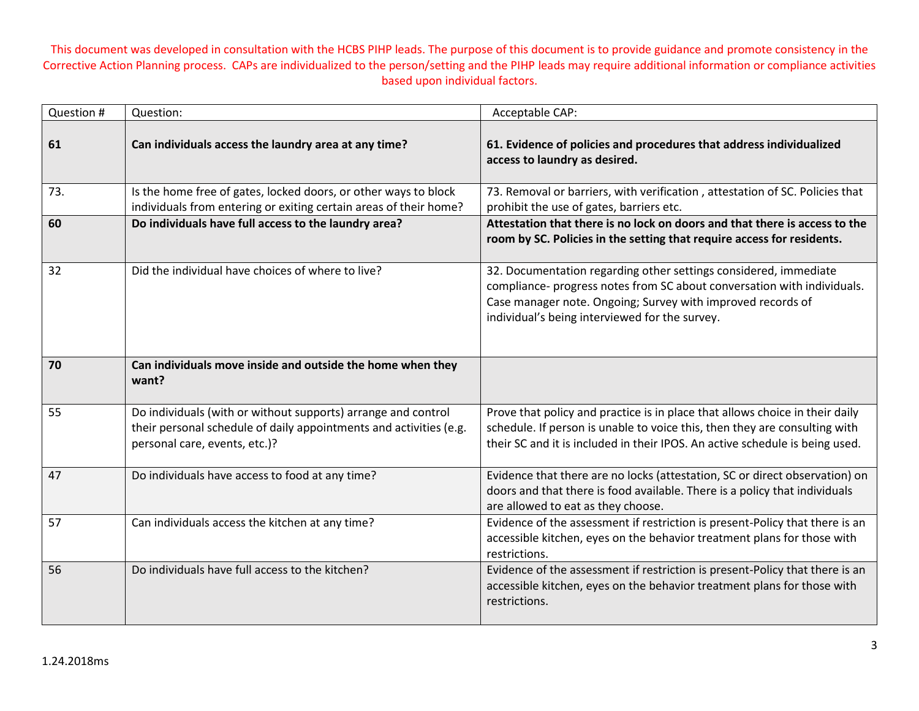This document was developed in consultation with the HCBS PIHP leads. The purpose of this document is to provide guidance and promote consistency in the Corrective Action Planning process. CAPs are individualized to the person/setting and the PIHP leads may require additional information or compliance activities based upon individual factors.

| Question # | Question: | Acceptable CAP: |
|---|---|---|
| **61** | **Can individuals access the laundry area at any time?** | **61. Evidence of policies and procedures that address individualized access to laundry as desired.** |
| 73. | Is the home free of gates, locked doors, or other ways to block individuals from entering or exiting certain areas of their home? | 73. Removal or barriers, with verification , attestation of SC. Policies that prohibit the use of gates, barriers etc. |
| **60** | **Do individuals have full access to the laundry area?** | **Attestation that there is no lock on doors and that there is access to the room by SC. Policies in the setting that require access for residents.** |
| 32 | Did the individual have choices of where to live? | 32. Documentation regarding other settings considered, immediate compliance- progress notes from SC about conversation with individuals. Case manager note. Ongoing; Survey with improved records of individual's being interviewed for the survey. |
| **70** | **Can individuals move inside and outside the home when they want?** | |
| 55 | Do individuals (with or without supports) arrange and control their personal schedule of daily appointments and activities (e.g. personal care, events, etc.)? | Prove that policy and practice is in place that allows choice in their daily schedule. If person is unable to voice this, then they are consulting with their SC and it is included in their IPOS. An active schedule is being used. |
| 47 | Do individuals have access to food at any time? | Evidence that there are no locks (attestation, SC or direct observation) on doors and that there is food available. There is a policy that individuals are allowed to eat as they choose. |
| 57 | Can individuals access the kitchen at any time? | Evidence of the assessment if restriction is present-Policy that there is an accessible kitchen, eyes on the behavior treatment plans for those with restrictions. |
| 56 | Do individuals have full access to the kitchen? | Evidence of the assessment if restriction is present-Policy that there is an accessible kitchen, eyes on the behavior treatment plans for those with restrictions. |

1.24.2018ms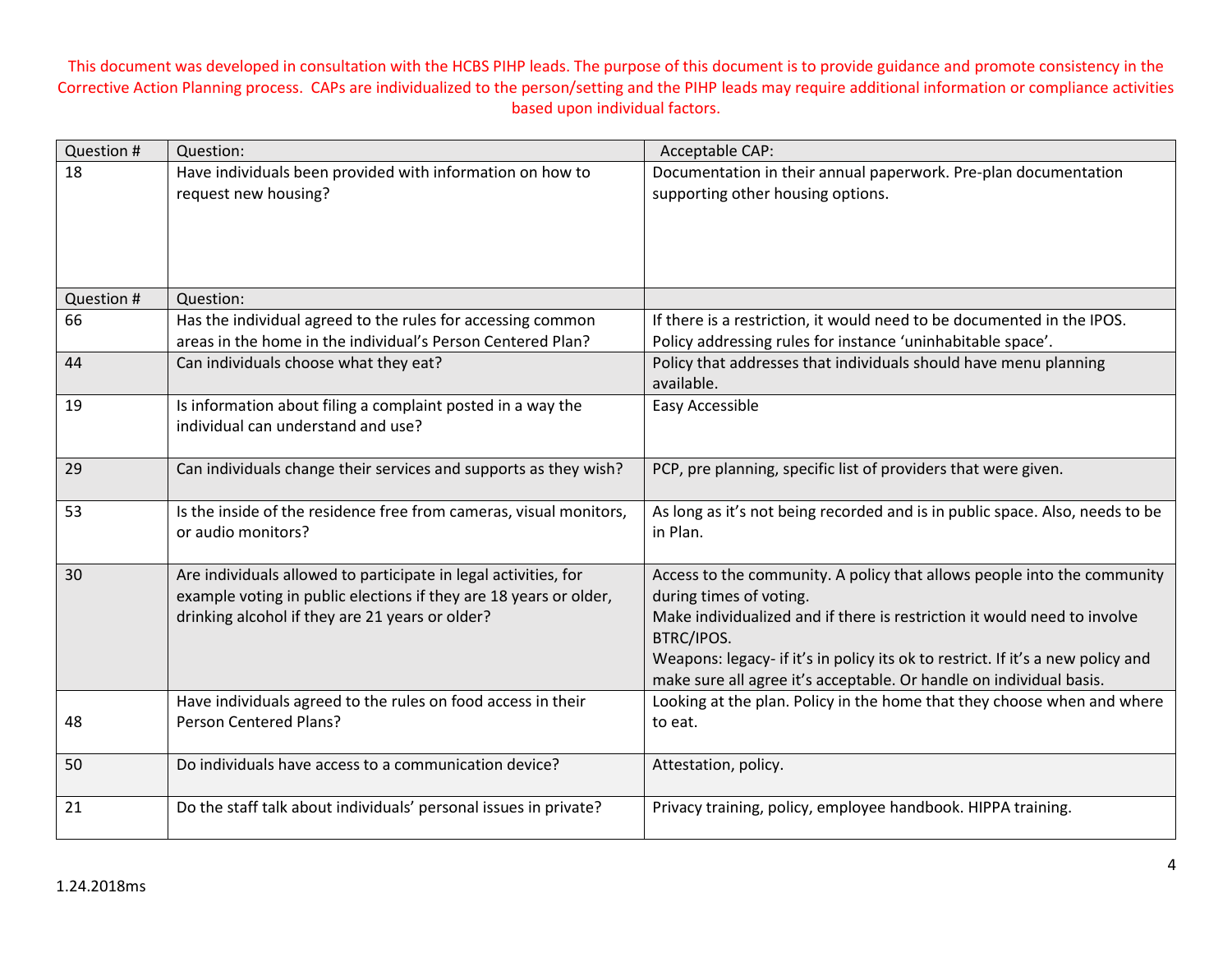This document was developed in consultation with the HCBS PIHP leads. The purpose of this document is to provide guidance and promote consistency in the Corrective Action Planning process. CAPs are individualized to the person/setting and the PIHP leads may require additional information or compliance activities based upon individual factors.

| Question # | Question: | Acceptable CAP: |
|---|---|---|
| 18 | Have individuals been provided with information on how to request new housing? | Documentation in their annual paperwork. Pre-plan documentation supporting other housing options. |
| Question # | Question: | |
| 66 | Has the individual agreed to the rules for accessing common areas in the home in the individual's Person Centered Plan? | If there is a restriction, it would need to be documented in the IPOS. Policy addressing rules for instance 'uninhabitable space'. |
| 44 | Can individuals choose what they eat? | Policy that addresses that individuals should have menu planning available. |
| 19 | Is information about filing a complaint posted in a way the individual can understand and use? | Easy Accessible |
| 29 | Can individuals change their services and supports as they wish? | PCP, pre planning, specific list of providers that were given. |
| 53 | Is the inside of the residence free from cameras, visual monitors, or audio monitors? | As long as it's not being recorded and is in public space. Also, needs to be in Plan. |
| 30 | Are individuals allowed to participate in legal activities, for example voting in public elections if they are 18 years or older, drinking alcohol if they are 21 years or older? | Access to the community. A policy that allows people into the community during times of voting.<br>Make individualized and if there is restriction it would need to involve BTRC/IPOS.<br>Weapons: legacy- if it's in policy its ok to restrict. If it's a new policy and make sure all agree it's acceptable. Or handle on individual basis. |
| 48 | Have individuals agreed to the rules on food access in their Person Centered Plans? | Looking at the plan. Policy in the home that they choose when and where to eat. |
| 50 | Do individuals have access to a communication device? | Attestation, policy. |
| 21 | Do the staff talk about individuals' personal issues in private? | Privacy training, policy, employee handbook. HIPPA training. |

1.24.2018ms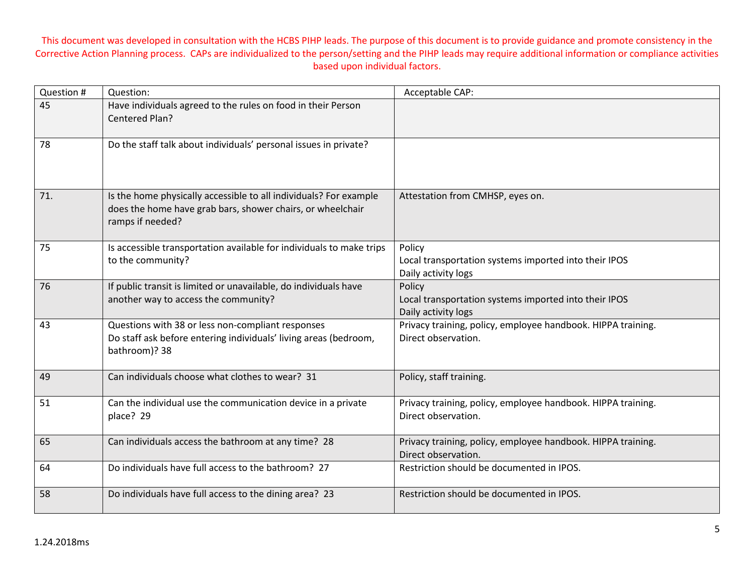This document was developed in consultation with the HCBS PIHP leads. The purpose of this document is to provide guidance and promote consistency in the Corrective Action Planning process. CAPs are individualized to the person/setting and the PIHP leads may require additional information or compliance activities based upon individual factors.

| Question # | Question: | Acceptable CAP: |
|---|---|---|
| 45 | Have individuals agreed to the rules on food in their Person Centered Plan? | |
| 78 | Do the staff talk about individuals' personal issues in private? | |
| 71. | Is the home physically accessible to all individuals? For example does the home have grab bars, shower chairs, or wheelchair ramps if needed? | Attestation from CMHSP, eyes on. |
| 75 | Is accessible transportation available for individuals to make trips to the community? | Policy<br>Local transportation systems imported into their IPOS<br>Daily activity logs |
| 76 | If public transit is limited or unavailable, do individuals have another way to access the community? | Policy<br>Local transportation systems imported into their IPOS<br>Daily activity logs |
| 43 | Questions with 38 or less non-compliant responses<br>Do staff ask before entering individuals' living areas (bedroom, bathroom)? 38 | Privacy training, policy, employee handbook. HIPPA training.<br>Direct observation. |
| 49 | Can individuals choose what clothes to wear? 31 | Policy, staff training. |
| 51 | Can the individual use the communication device in a private place? 29 | Privacy training, policy, employee handbook. HIPPA training.<br>Direct observation. |
| 65 | Can individuals access the bathroom at any time? 28 | Privacy training, policy, employee handbook. HIPPA training.<br>Direct observation. |
| 64 | Do individuals have full access to the bathroom? 27 | Restriction should be documented in IPOS. |
| 58 | Do individuals have full access to the dining area? 23 | Restriction should be documented in IPOS. |

1.24.2018ms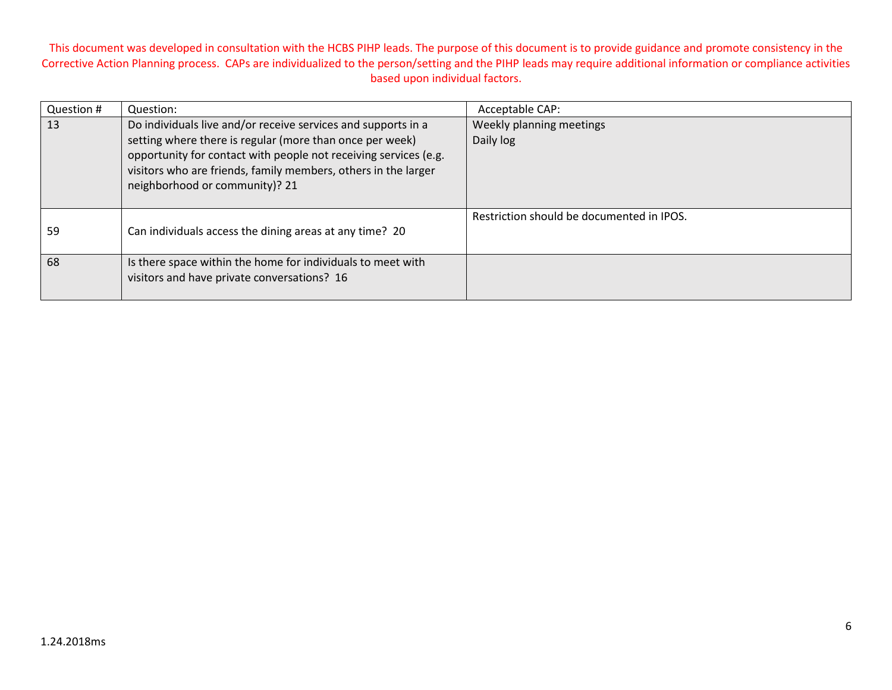This document was developed in consultation with the HCBS PIHP leads. The purpose of this document is to provide guidance and promote consistency in the Corrective Action Planning process. CAPs are individualized to the person/setting and the PIHP leads may require additional information or compliance activities based upon individual factors.

| Question # | Question: | Acceptable CAP: |
|---|---|---|
| 13 | Do individuals live and/or receive services and supports in a setting where there is regular (more than once per week) opportunity for contact with people not receiving services (e.g. visitors who are friends, family members, others in the larger neighborhood or community)? 21 | Weekly planning meetings<br>Daily log |
| 59 | Can individuals access the dining areas at any time? 20 | Restriction should be documented in IPOS. |
| 68 | Is there space within the home for individuals to meet with visitors and have private conversations? 16 | |

1.24.2018ms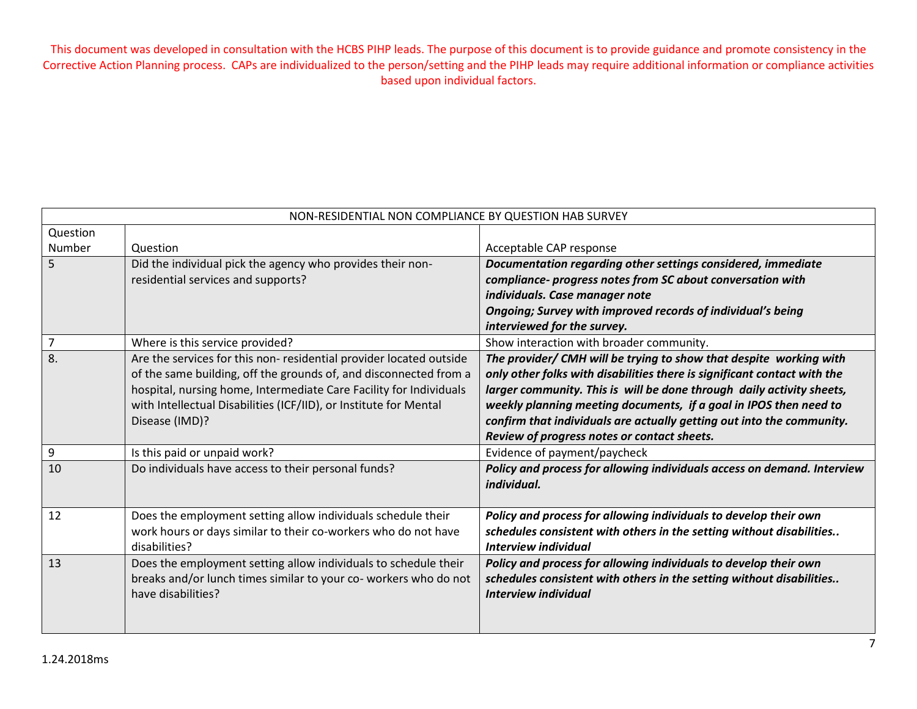This document was developed in consultation with the HCBS PIHP leads. The purpose of this document is to provide guidance and promote consistency in the Corrective Action Planning process. CAPs are individualized to the person/setting and the PIHP leads may require additional information or compliance activities based upon individual factors.

| NON-RESIDENTIAL NON COMPLIANCE BY QUESTION HAB SURVEY | | |
|---|---|---|
| Question Number | Question | Acceptable CAP response |
| 5 | Did the individual pick the agency who provides their non-residential services and supports? | ***Documentation regarding other settings considered, immediate compliance- progress notes from SC about conversation with individuals. Case manager note*** <br> ***Ongoing; Survey with improved records of individual's being interviewed for the survey.*** |
| 7 | Where is this service provided? | Show interaction with broader community. |
| 8. | Are the services for this non- residential provider located outside of the same building, off the grounds of, and disconnected from a hospital, nursing home, Intermediate Care Facility for Individuals with Intellectual Disabilities (ICF/IID), or Institute for Mental Disease (IMD)? | ***The provider/ CMH will be trying to show that despite working with only other folks with disabilities there is significant contact with the larger community. This is will be done through daily activity sheets, weekly planning meeting documents, if a goal in IPOS then need to confirm that individuals are actually getting out into the community. Review of progress notes or contact sheets.*** |
| 9 | Is this paid or unpaid work? | Evidence of payment/paycheck |
| 10 | Do individuals have access to their personal funds? | ***Policy and process for allowing individuals access on demand. Interview individual.*** |
| 12 | Does the employment setting allow individuals schedule their work hours or days similar to their co-workers who do not have disabilities? | ***Policy and process for allowing individuals to develop their own schedules consistent with others in the setting without disabilities.. Interview individual*** |
| 13 | Does the employment setting allow individuals to schedule their breaks and/or lunch times similar to your co- workers who do not have disabilities? | ***Policy and process for allowing individuals to develop their own schedules consistent with others in the setting without disabilities.. Interview individual*** |

1.24.2018ms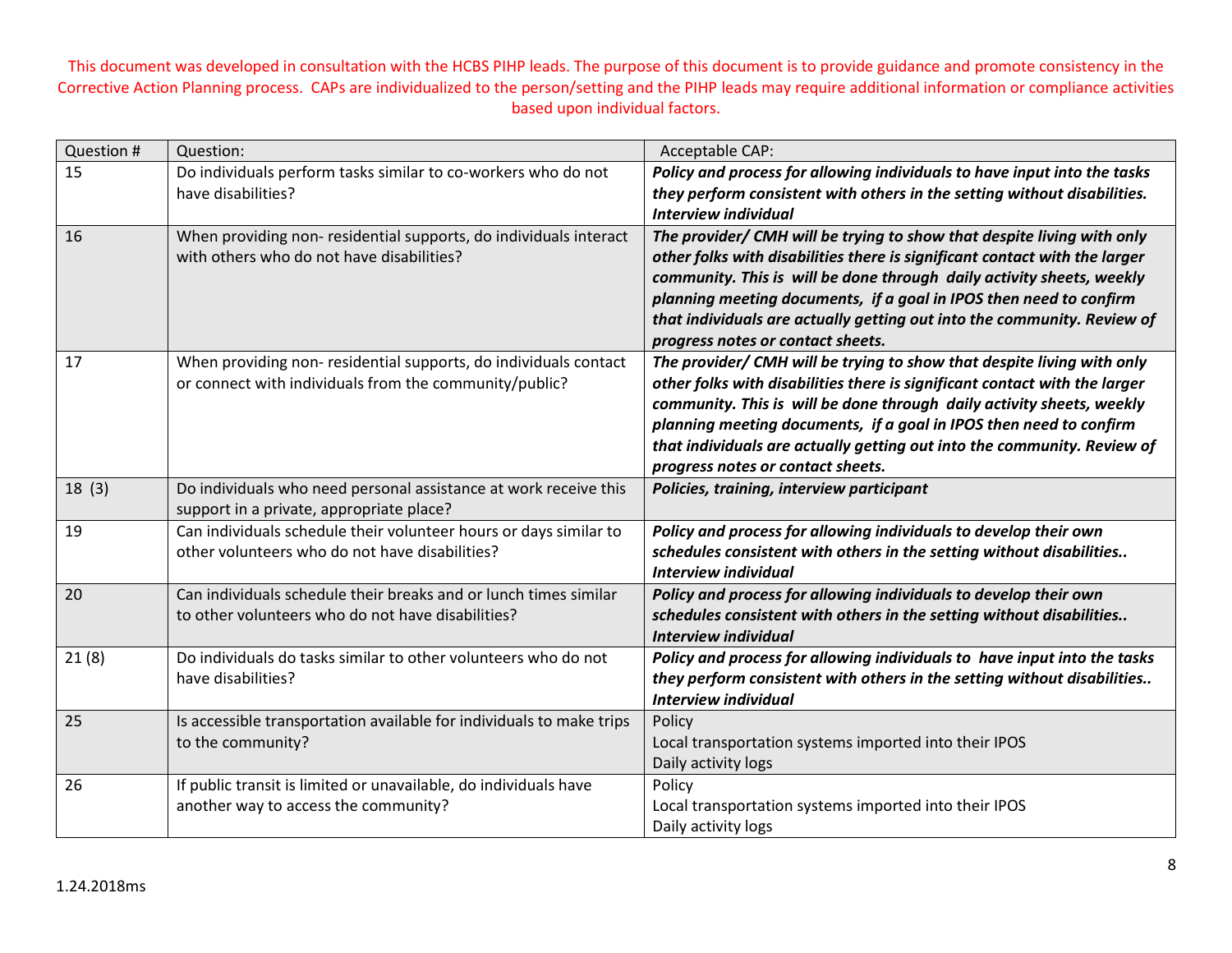This document was developed in consultation with the HCBS PIHP leads. The purpose of this document is to provide guidance and promote consistency in the Corrective Action Planning process. CAPs are individualized to the person/setting and the PIHP leads may require additional information or compliance activities based upon individual factors.

| Question # | Question: | Acceptable CAP: |
|---|---|---|
| 15 | Do individuals perform tasks similar to co-workers who do not have disabilities? | ***Policy and process for allowing individuals to have input into the tasks they perform consistent with others in the setting without disabilities. Interview individual*** |
| 16 | When providing non- residential supports, do individuals interact with others who do not have disabilities? | ***The provider/ CMH will be trying to show that despite living with only other folks with disabilities there is significant contact with the larger community. This is will be done through daily activity sheets, weekly planning meeting documents, if a goal in IPOS then need to confirm that individuals are actually getting out into the community. Review of progress notes or contact sheets.*** |
| 17 | When providing non- residential supports, do individuals contact or connect with individuals from the community/public? | ***The provider/ CMH will be trying to show that despite living with only other folks with disabilities there is significant contact with the larger community. This is will be done through daily activity sheets, weekly planning meeting documents, if a goal in IPOS then need to confirm that individuals are actually getting out into the community. Review of progress notes or contact sheets.*** |
| 18 (3) | Do individuals who need personal assistance at work receive this support in a private, appropriate place? | ***Policies, training, interview participant*** |
| 19 | Can individuals schedule their volunteer hours or days similar to other volunteers who do not have disabilities? | ***Policy and process for allowing individuals to develop their own schedules consistent with others in the setting without disabilities.. Interview individual*** |
| 20 | Can individuals schedule their breaks and or lunch times similar to other volunteers who do not have disabilities? | ***Policy and process for allowing individuals to develop their own schedules consistent with others in the setting without disabilities.. Interview individual*** |
| 21 (8) | Do individuals do tasks similar to other volunteers who do not have disabilities? | ***Policy and process for allowing individuals to have input into the tasks they perform consistent with others in the setting without disabilities.. Interview individual*** |
| 25 | Is accessible transportation available for individuals to make trips to the community? | Policy<br>Local transportation systems imported into their IPOS<br>Daily activity logs |
| 26 | If public transit is limited or unavailable, do individuals have another way to access the community? | Policy<br>Local transportation systems imported into their IPOS<br>Daily activity logs |

1.24.2018ms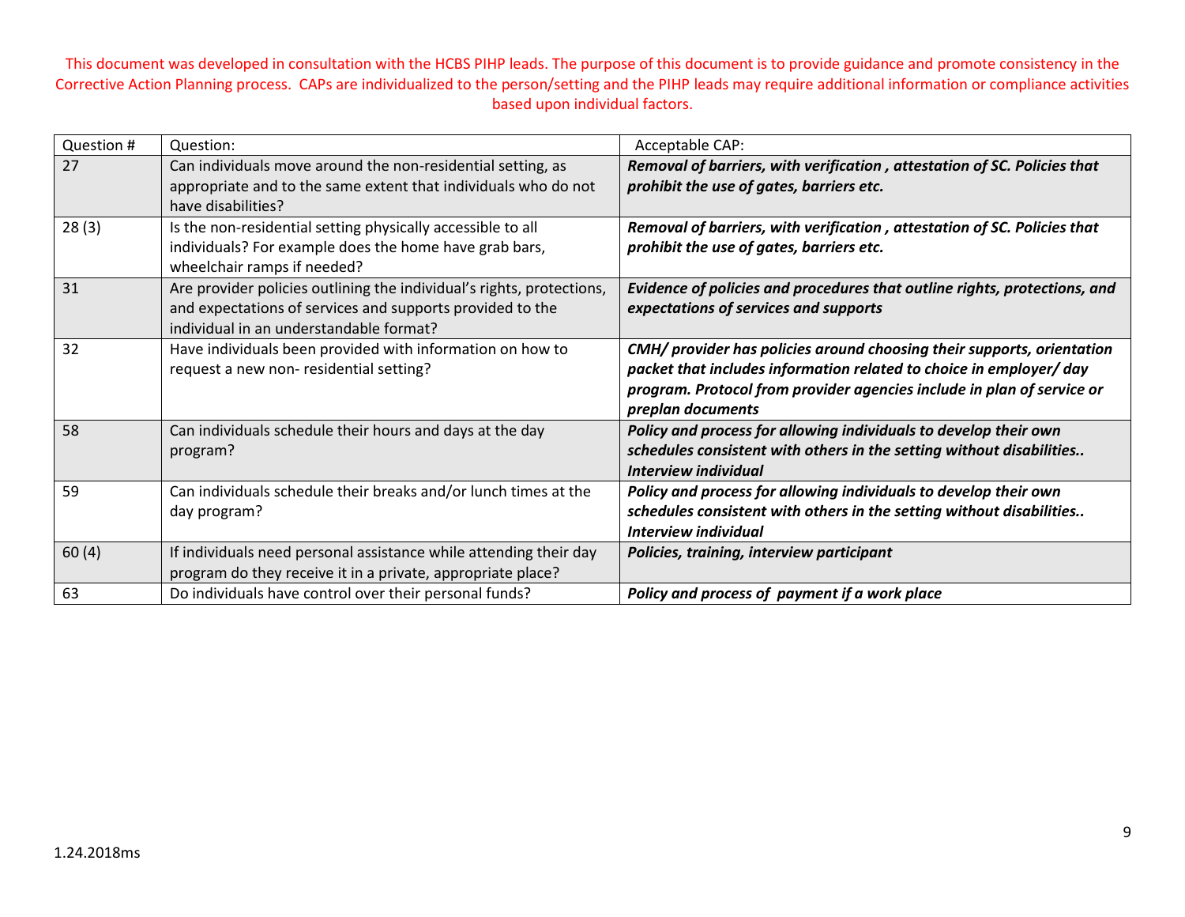This document was developed in consultation with the HCBS PIHP leads. The purpose of this document is to provide guidance and promote consistency in the Corrective Action Planning process. CAPs are individualized to the person/setting and the PIHP leads may require additional information or compliance activities based upon individual factors.

| Question # | Question: | Acceptable CAP: |
|---|---|---|
| 27 | Can individuals move around the non-residential setting, as appropriate and to the same extent that individuals who do not have disabilities? | ***Removal of barriers, with verification , attestation of SC. Policies that prohibit the use of gates, barriers etc.*** |
| 28 (3) | Is the non-residential setting physically accessible to all individuals? For example does the home have grab bars, wheelchair ramps if needed? | ***Removal of barriers, with verification , attestation of SC. Policies that prohibit the use of gates, barriers etc.*** |
| 31 | Are provider policies outlining the individual's rights, protections, and expectations of services and supports provided to the individual in an understandable format? | ***Evidence of policies and procedures that outline rights, protections, and expectations of services and supports*** |
| 32 | Have individuals been provided with information on how to request a new non- residential setting? | ***CMH/ provider has policies around choosing their supports, orientation packet that includes information related to choice in employer/ day program. Protocol from provider agencies include in plan of service or preplan documents*** |
| 58 | Can individuals schedule their hours and days at the day program? | ***Policy and process for allowing individuals to develop their own schedules consistent with others in the setting without disabilities.. Interview individual*** |
| 59 | Can individuals schedule their breaks and/or lunch times at the day program? | ***Policy and process for allowing individuals to develop their own schedules consistent with others in the setting without disabilities.. Interview individual*** |
| 60 (4) | If individuals need personal assistance while attending their day program do they receive it in a private, appropriate place? | ***Policies, training, interview participant*** |
| 63 | Do individuals have control over their personal funds? | ***Policy and process of payment if a work place*** |

1.24.2018ms